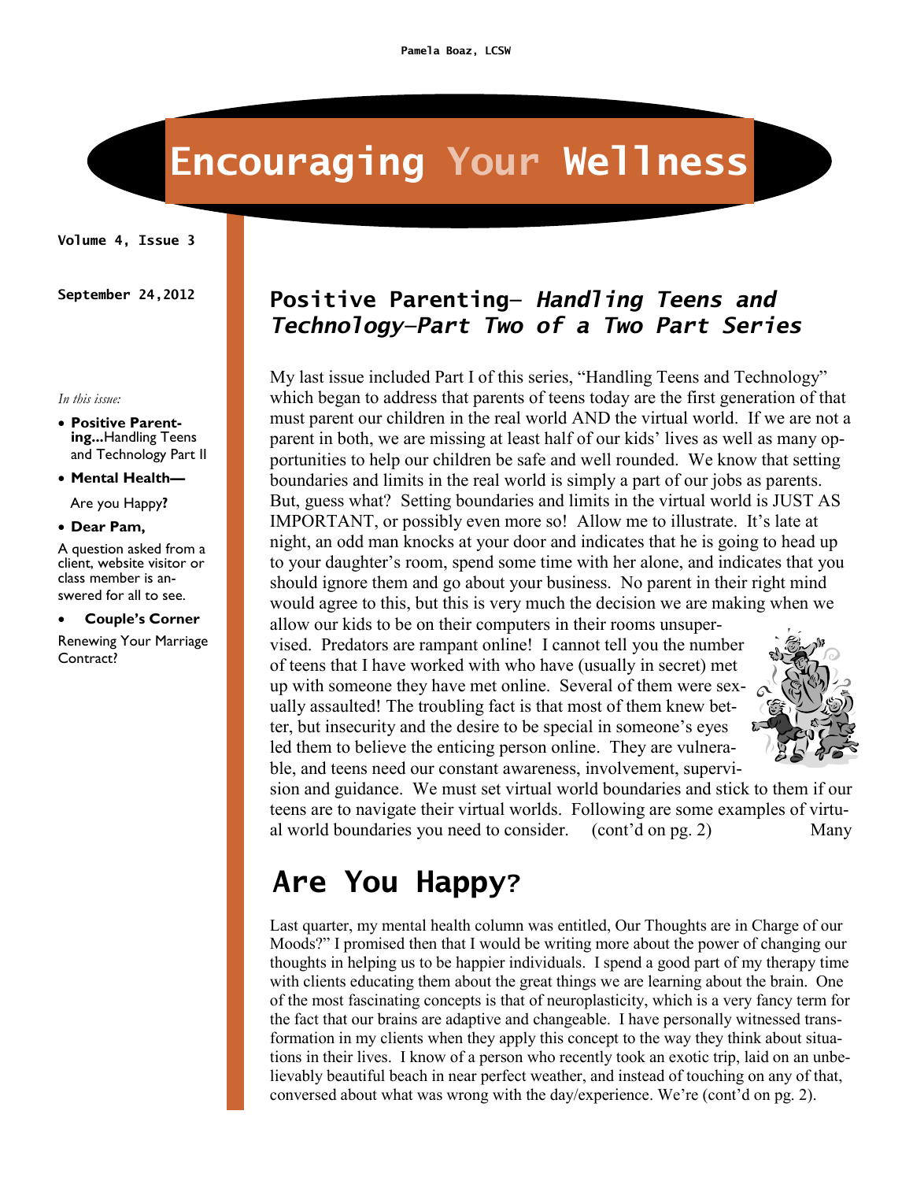Pamela Boaz, LCSW

# Encouraging Your Wellness

Volume 4, Issue 3

September 24,2012

*In this issue:*

- **Positive Parenting...**Handling Teens and Technology Part II
- **Mental Health—** Are you Happy**?**
- **Dear Pam,** A question asked from a client, website visitor or class member is answered for all to see.
- **Couple's Corner** Renewing Your Marriage Contract?

## Positive Parenting— *Handling Teens and Technology—Part Two of a Two Part Series*

My last issue included Part I of this series, "Handling Teens and Technology" which began to address that parents of teens today are the first generation of that must parent our children in the real world AND the virtual world. If we are not a parent in both, we are missing at least half of our kids' lives as well as many opportunities to help our children be safe and well rounded. We know that setting boundaries and limits in the real world is simply a part of our jobs as parents. But, guess what? Setting boundaries and limits in the virtual world is JUST AS IMPORTANT, or possibly even more so! Allow me to illustrate. It's late at night, an odd man knocks at your door and indicates that he is going to head up to your daughter's room, spend some time with her alone, and indicates that you should ignore them and go about your business. No parent in their right mind would agree to this, but this is very much the decision we are making when we allow our kids to be on their computers in their rooms unsupervised. Predators are rampant online! I cannot tell you the number of teens that I have worked with who have (usually in secret) met up with someone they have met online. Several of them were sexually assaulted! The troubling fact is that most of them knew better, but insecurity and the desire to be special in someone's eyes led them to believe the enticing person online. They are vulnerable, and teens need our constant awareness, involvement, supervision and guidance. We must set virtual world boundaries and stick to them if our teens are to navigate their virtual worlds. Following are some examples of virtual world boundaries you need to consider. (cont'd on pg. 2) Many

## Are You Happy?

Last quarter, my mental health column was entitled, Our Thoughts are in Charge of our Moods?" I promised then that I would be writing more about the power of changing our thoughts in helping us to be happier individuals. I spend a good part of my therapy time with clients educating them about the great things we are learning about the brain. One of the most fascinating concepts is that of neuroplasticity, which is a very fancy term for the fact that our brains are adaptive and changeable. I have personally witnessed transformation in my clients when they apply this concept to the way they think about situations in their lives. I know of a person who recently took an exotic trip, laid on an unbelievably beautiful beach in near perfect weather, and instead of touching on any of that, conversed about what was wrong with the day/experience. We're (cont'd on pg. 2).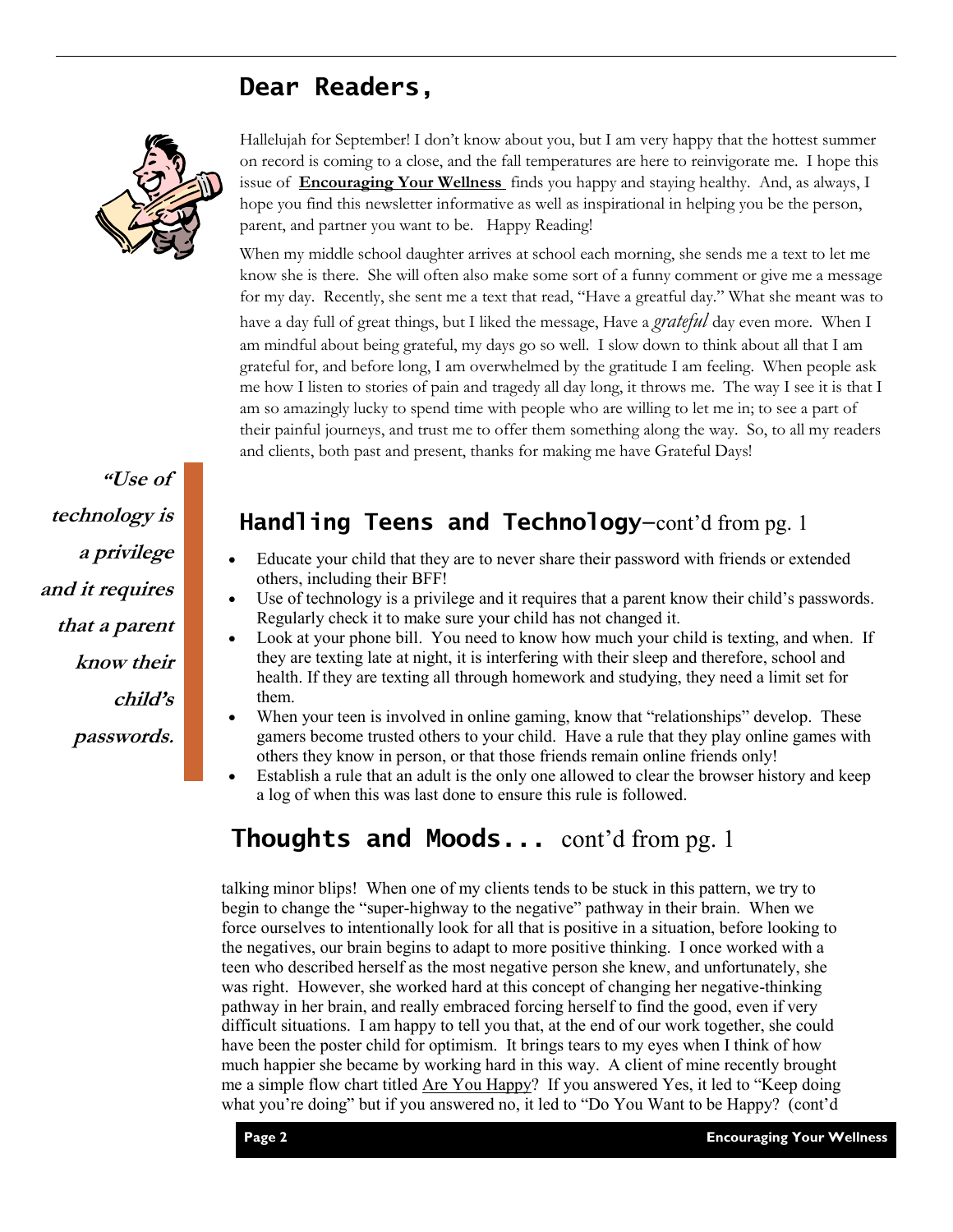## Dear Readers,

Hallelujah for September! I don't know about you, but I am very happy that the hottest summer on record is coming to a close, and the fall temperatures are here to reinvigorate me. I hope this issue of **Encouraging Your Wellness** finds you happy and staying healthy. And, as always, I hope you find this newsletter informative as well as inspirational in helping you be the person, parent, and partner you want to be. Happy Reading!

When my middle school daughter arrives at school each morning, she sends me a text to let me know she is there. She will often also make some sort of a funny comment or give me a message for my day. Recently, she sent me a text that read, "Have a greatful day." What she meant was to have a day full of great things, but I liked the message, Have a *grateful* day even more. When I am mindful about being grateful, my days go so well. I slow down to think about all that I am grateful for, and before long, I am overwhelmed by the gratitude I am feeling. When people ask me how I listen to stories of pain and tragedy all day long, it throws me. The way I see it is that I am so amazingly lucky to spend time with people who are willing to let me in; to see a part of their painful journeys, and trust me to offer them something along the way. So, to all my readers and clients, both past and present, thanks for making me have Grateful Days!

> ***"Use of technology is a privilege and it requires that a parent know their child's passwords.***

## Handling Teens and Technology—cont'd from pg. 1

- Educate your child that they are to never share their password with friends or extended others, including their BFF!
- Use of technology is a privilege and it requires that a parent know their child's passwords. Regularly check it to make sure your child has not changed it.
- Look at your phone bill. You need to know how much your child is texting, and when. If they are texting late at night, it is interfering with their sleep and therefore, school and health. If they are texting all through homework and studying, they need a limit set for them.
- When your teen is involved in online gaming, know that "relationships" develop. These gamers become trusted others to your child. Have a rule that they play online games with others they know in person, or that those friends remain online friends only!
- Establish a rule that an adult is the only one allowed to clear the browser history and keep a log of when this was last done to ensure this rule is followed.

## Thoughts and Moods... cont'd from pg. 1

talking minor blips! When one of my clients tends to be stuck in this pattern, we try to begin to change the "super-highway to the negative" pathway in their brain. When we force ourselves to intentionally look for all that is positive in a situation, before looking to the negatives, our brain begins to adapt to more positive thinking. I once worked with a teen who described herself as the most negative person she knew, and unfortunately, she was right. However, she worked hard at this concept of changing her negative-thinking pathway in her brain, and really embraced forcing herself to find the good, even if very difficult situations. I am happy to tell you that, at the end of our work together, she could have been the poster child for optimism. It brings tears to my eyes when I think of how much happier she became by working hard in this way. A client of mine recently brought me a simple flow chart titled Are You Happy? If you answered Yes, it led to "Keep doing what you're doing" but if you answered no, it led to "Do You Want to be Happy? (cont'd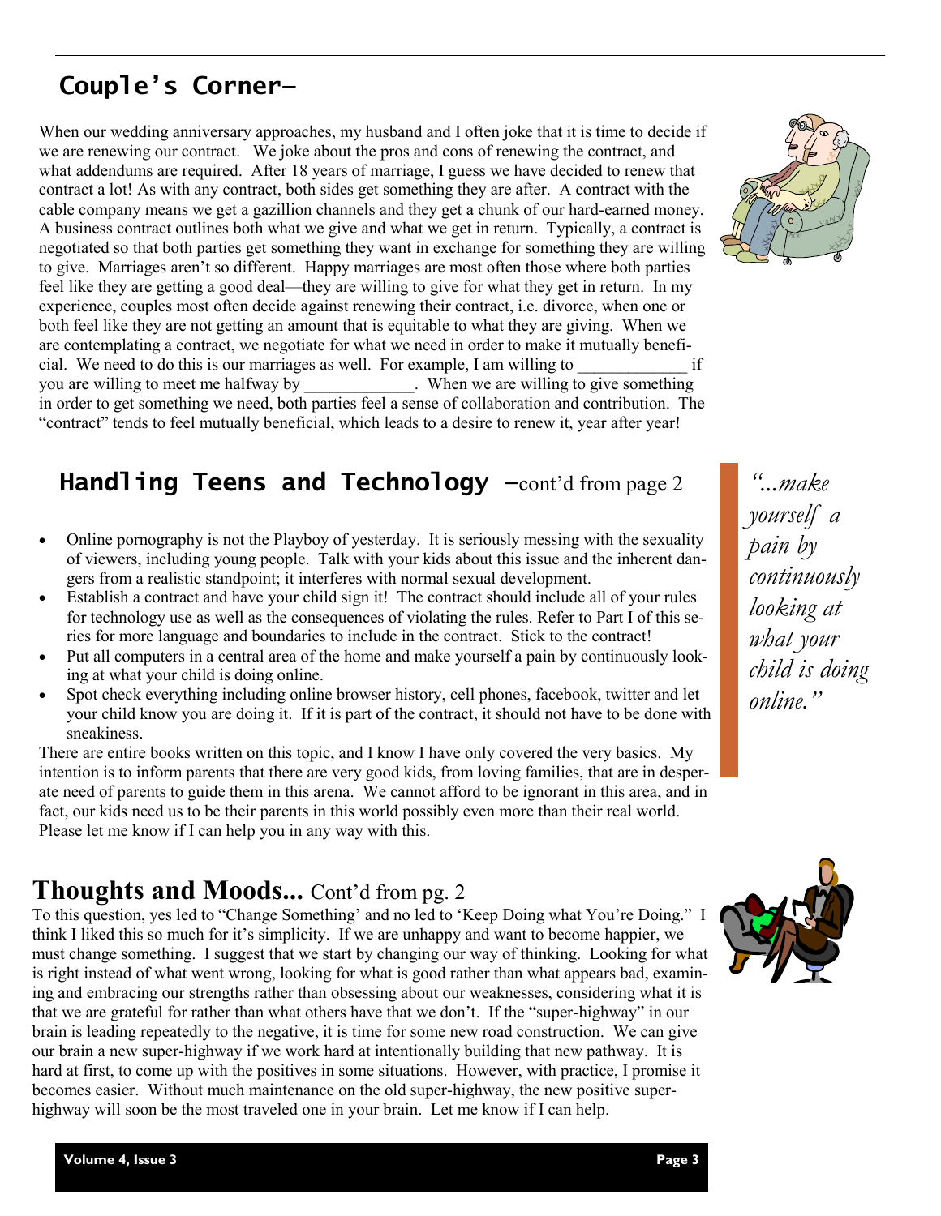## Couple's Corner–

When our wedding anniversary approaches, my husband and I often joke that it is time to decide if we are renewing our contract. We joke about the pros and cons of renewing the contract, and what addendums are required. After 18 years of marriage, I guess we have decided to renew that contract a lot! As with any contract, both sides get something they are after. A contract with the cable company means we get a gazillion channels and they get a chunk of our hard-earned money. A business contract outlines both what we give and what we get in return. Typically, a contract is negotiated so that both parties get something they want in exchange for something they are willing to give. Marriages aren't so different. Happy marriages are most often those where both parties feel like they are getting a good deal—they are willing to give for what they get in return. In my experience, couples most often decide against renewing their contract, i.e. divorce, when one or both feel like they are not getting an amount that is equitable to what they are giving. When we are contemplating a contract, we negotiate for what we need in order to make it mutually beneficial. We need to do this is our marriages as well. For example, I am willing to _____________ if you are willing to meet me halfway by _____________. When we are willing to give something in order to get something we need, both parties feel a sense of collaboration and contribution. The "contract" tends to feel mutually beneficial, which leads to a desire to renew it, year after year!

## Handling Teens and Technology –cont'd from page 2

- Online pornography is not the Playboy of yesterday. It is seriously messing with the sexuality of viewers, including young people. Talk with your kids about this issue and the inherent dangers from a realistic standpoint; it interferes with normal sexual development.
- Establish a contract and have your child sign it! The contract should include all of your rules for technology use as well as the consequences of violating the rules. Refer to Part I of this series for more language and boundaries to include in the contract. Stick to the contract!
- Put all computers in a central area of the home and make yourself a pain by continuously looking at what your child is doing online.
- Spot check everything including online browser history, cell phones, facebook, twitter and let your child know you are doing it. If it is part of the contract, it should not have to be done with sneakiness.

There are entire books written on this topic, and I know I have only covered the very basics. My intention is to inform parents that there are very good kids, from loving families, that are in desperate need of parents to guide them in this arena. We cannot afford to be ignorant in this area, and in fact, our kids need us to be their parents in this world possibly even more than their real world. Please let me know if I can help you in any way with this.

*"...make yourself a pain by continuously looking at what your child is doing online."*

## Thoughts and Moods... Cont'd from pg. 2

To this question, yes led to "Change Something' and no led to 'Keep Doing what You're Doing." I think I liked this so much for it's simplicity. If we are unhappy and want to become happier, we must change something. I suggest that we start by changing our way of thinking. Looking for what is right instead of what went wrong, looking for what is good rather than what appears bad, examining and embracing our strengths rather than obsessing about our weaknesses, considering what it is that we are grateful for rather than what others have that we don't. If the "super-highway" in our brain is leading repeatedly to the negative, it is time for some new road construction. We can give our brain a new super-highway if we work hard at intentionally building that new pathway. It is hard at first, to come up with the positives in some situations. However, with practice, I promise it becomes easier. Without much maintenance on the old super-highway, the new positive super-highway will soon be the most traveled one in your brain. Let me know if I can help.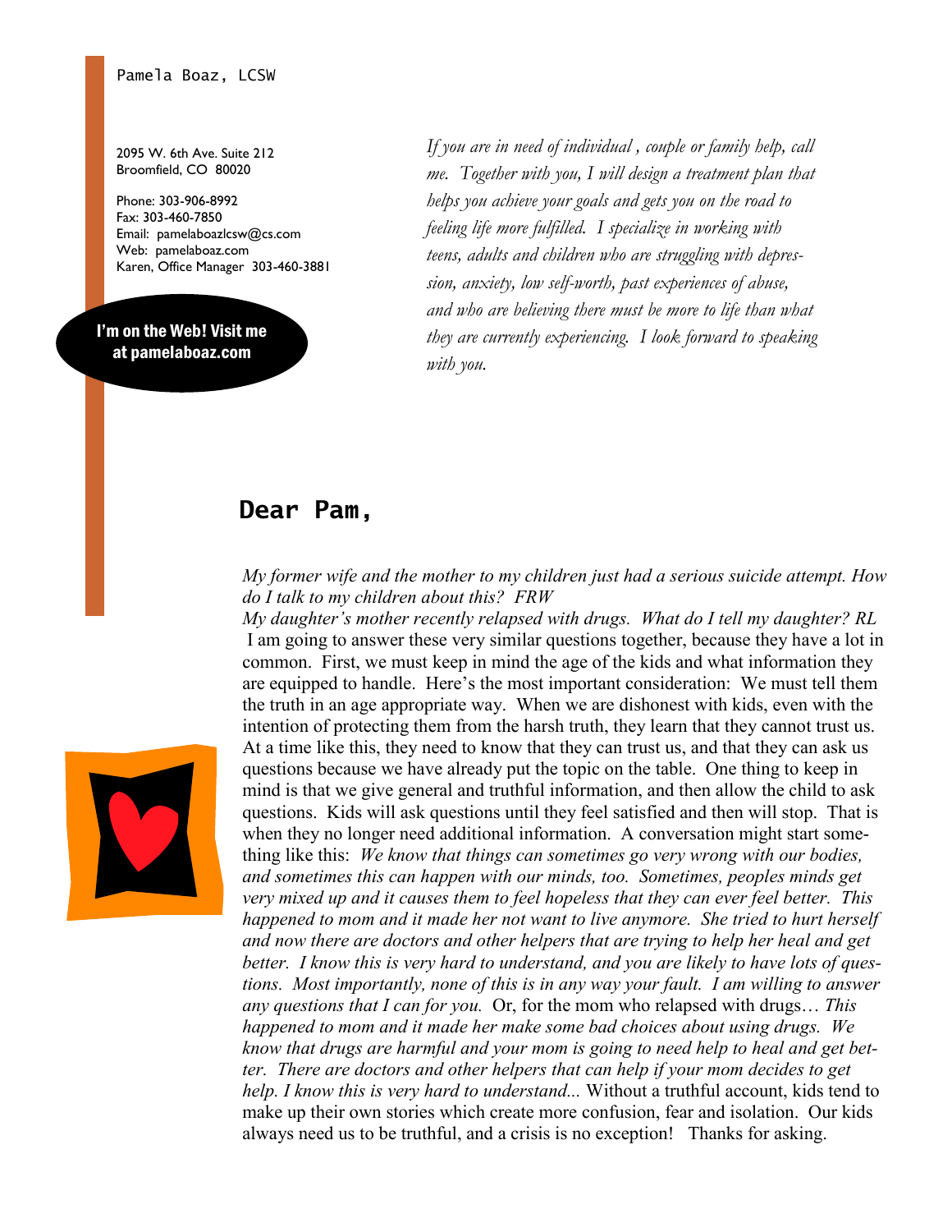Pamela Boaz, LCSW

2095 W. 6th Ave. Suite 212
Broomfield, CO 80020

Phone: 303-906-8992
Fax: 303-460-7850
Email: pamelaboazlcsw@cs.com
Web: pamelaboaz.com
Karen, Office Manager 303-460-3881

**I'm on the Web! Visit me at pamelaboaz.com**

*If you are in need of individual , couple or family help, call me. Together with you, I will design a treatment plan that helps you achieve your goals and gets you on the road to feeling life more fulfilled. I specialize in working with teens, adults and children who are struggling with depression, anxiety, low self-worth, past experiences of abuse, and who are believing there must be more to life than what they are currently experiencing. I look forward to speaking with you.*

## Dear Pam,

*My former wife and the mother to my children just had a serious suicide attempt. How do I talk to my children about this? FRW*

*My daughter's mother recently relapsed with drugs. What do I tell my daughter? RL*

I am going to answer these very similar questions together, because they have a lot in common. First, we must keep in mind the age of the kids and what information they are equipped to handle. Here's the most important consideration: We must tell them the truth in an age appropriate way. When we are dishonest with kids, even with the intention of protecting them from the harsh truth, they learn that they cannot trust us. At a time like this, they need to know that they can trust us, and that they can ask us questions because we have already put the topic on the table. One thing to keep in mind is that we give general and truthful information, and then allow the child to ask questions. Kids will ask questions until they feel satisfied and then will stop. That is when they no longer need additional information. A conversation might start something like this: *We know that things can sometimes go very wrong with our bodies, and sometimes this can happen with our minds, too. Sometimes, peoples minds get very mixed up and it causes them to feel hopeless that they can ever feel better. This happened to mom and it made her not want to live anymore. She tried to hurt herself and now there are doctors and other helpers that are trying to help her heal and get better. I know this is very hard to understand, and you are likely to have lots of questions. Most importantly, none of this is in any way your fault. I am willing to answer any questions that I can for you.* Or, for the mom who relapsed with drugs… *This happened to mom and it made her make some bad choices about using drugs. We know that drugs are harmful and your mom is going to need help to heal and get better. There are doctors and other helpers that can help if your mom decides to get help. I know this is very hard to understand...* Without a truthful account, kids tend to make up their own stories which create more confusion, fear and isolation. Our kids always need us to be truthful, and a crisis is no exception! Thanks for asking.